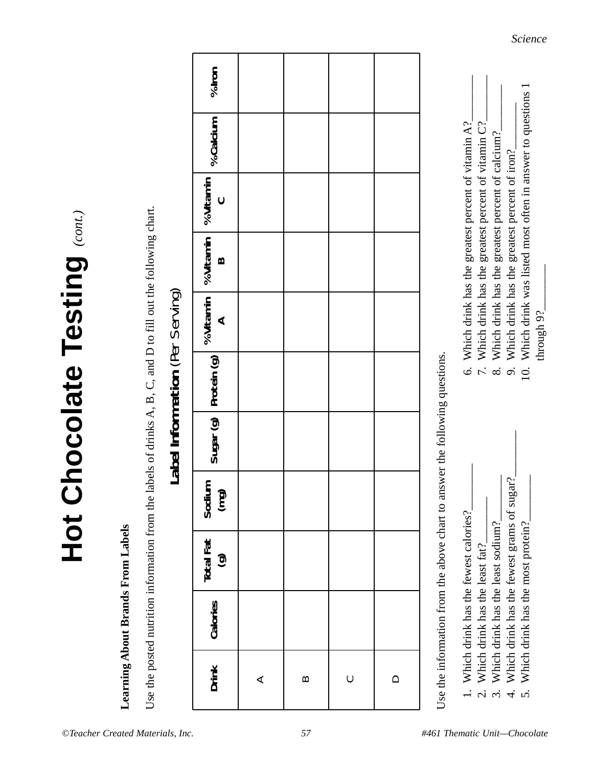# Hot Chocolate Testing *(cont.)*

**Learning About Brands From Labels**

Use the posted nutrition information from the labels of drinks A, B, C, and D to fill out the following chart.

### Label Information (Per Serving)

| Drink | Calories | Total Fat (g) | Sodium (mg) | Sugar (g) | Protein (g) | %Vitamin A | %Vitamin B | %Vitamin C | %Calcium | %Iron |
|---|---|---|---|---|---|---|---|---|---|---|
| A | | | | | | | | | | |
| B | | | | | | | | | | |
| C | | | | | | | | | | |
| D | | | | | | | | | | |

Use the information from the above chart to answer the following questions.

1. Which drink has the fewest calories?________
2. Which drink has the least fat?________
3. Which drink has the least sodium?________
4. Which drink has the fewest grams of sugar?________
5. Which drink has the most protein?________
6. Which drink has the greatest percent of vitamin A?________
7. Which drink has the greatest percent of vitamin C?________
8. Which drink has the greatest percent of calcium?________
9. Which drink has the greatest percent of iron?________
10. Which drink was listed most often in answer to questions 1 through 9?________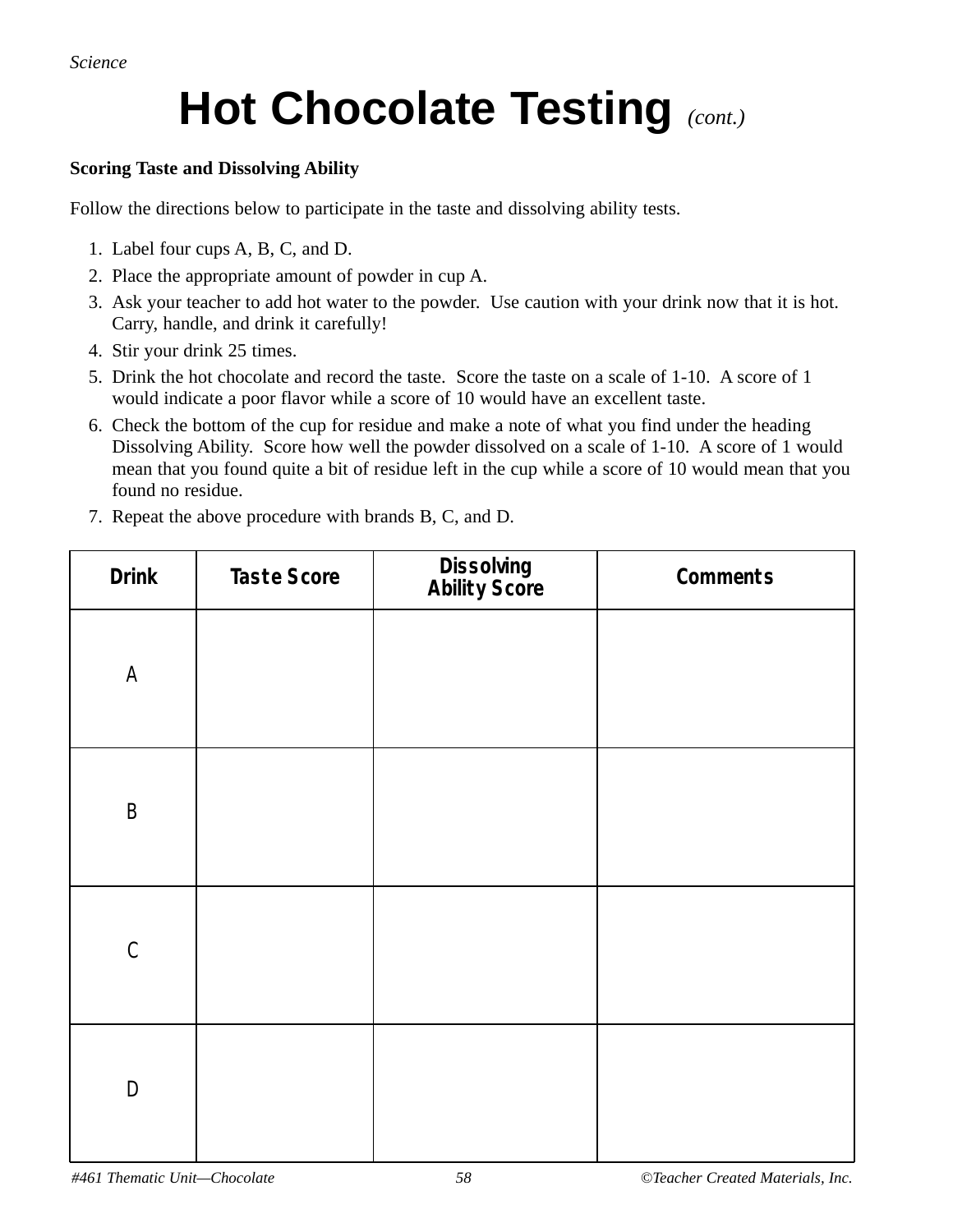*Science*

# Hot Chocolate Testing *(cont.)*

**Scoring Taste and Dissolving Ability**

Follow the directions below to participate in the taste and dissolving ability tests.

1. Label four cups A, B, C, and D.
2. Place the appropriate amount of powder in cup A.
3. Ask your teacher to add hot water to the powder. Use caution with your drink now that it is hot. Carry, handle, and drink it carefully!
4. Stir your drink 25 times.
5. Drink the hot chocolate and record the taste. Score the taste on a scale of 1-10. A score of 1 would indicate a poor flavor while a score of 10 would have an excellent taste.
6. Check the bottom of the cup for residue and make a note of what you find under the heading Dissolving Ability. Score how well the powder dissolved on a scale of 1-10. A score of 1 would mean that you found quite a bit of residue left in the cup while a score of 10 would mean that you found no residue.
7. Repeat the above procedure with brands B, C, and D.

| Drink | Taste Score | Dissolving Ability Score | Comments |
|---|---|---|---|
| A | | | |
| B | | | |
| C | | | |
| D | | | |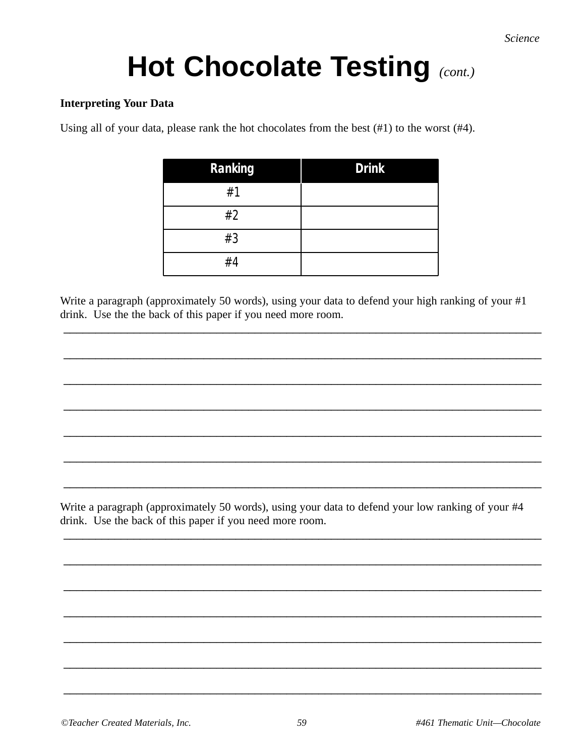# Hot Chocolate Testing *(cont.)*

**Interpreting Your Data**

Using all of your data, please rank the hot chocolates from the best (#1) to the worst (#4).

| Ranking | Drink |
|---|---|
| #1 | |
| #2 | |
| #3 | |
| #4 | |

Write a paragraph (approximately 50 words), using your data to defend your high ranking of your #1 drink. Use the the back of this paper if you need more room.

______________________________________________________________________________

______________________________________________________________________________

______________________________________________________________________________

______________________________________________________________________________

______________________________________________________________________________

______________________________________________________________________________

______________________________________________________________________________

Write a paragraph (approximately 50 words), using your data to defend your low ranking of your #4 drink. Use the back of this paper if you need more room.

______________________________________________________________________________

______________________________________________________________________________

______________________________________________________________________________

______________________________________________________________________________

______________________________________________________________________________

______________________________________________________________________________

______________________________________________________________________________